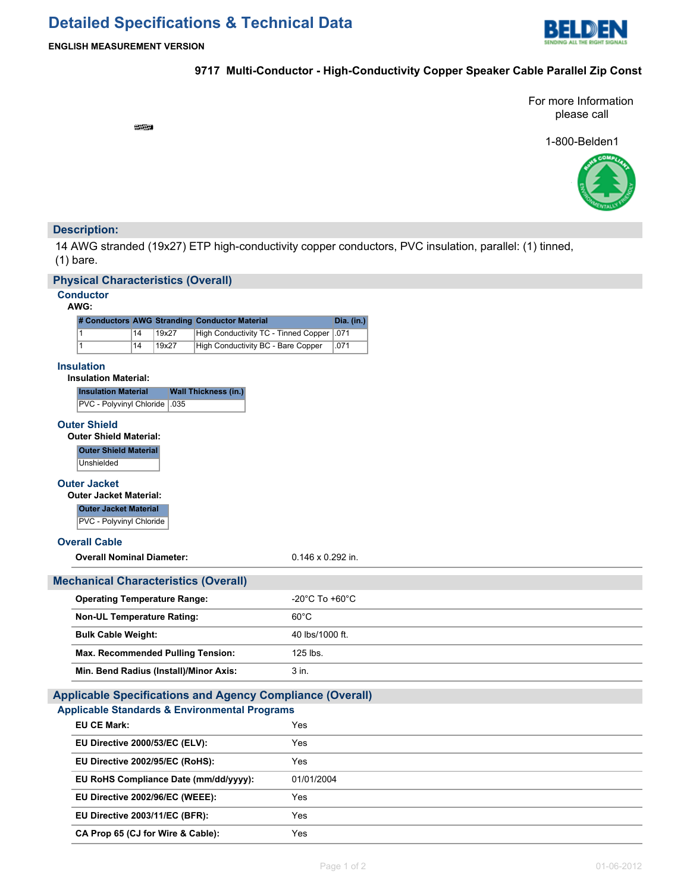# Detailed Specifications & Technical Data

**ENGLISH MEASUREMENT VERSION**

## 9717 Multi-Conductor - High-Conductivity Copper Speaker Cable Parallel Zip Const

For more Information please call

1-800-Belden1

## Description:

14 AWG stranded (19x27) ETP high-conductivity copper conductors, PVC insulation, parallel: (1) tinned, (1) bare.

## Physical Characteristics (Overall)

### Conductor

**AWG:**

| # Conductors | AWG | Stranding | Conductor Material | Dia. (in.) |
|---|---|---|---|---|
| 1 | 14 | 19x27 | High Conductivity TC - Tinned Copper | .071 |
| 1 | 14 | 19x27 | High Conductivity BC - Bare Copper | .071 |

### Insulation

**Insulation Material:**

| Insulation Material | Wall Thickness (in.) |
|---|---|
| PVC - Polyvinyl Chloride | .035 |

### Outer Shield

**Outer Shield Material:**

| Outer Shield Material |
|---|
| Unshielded |

### Outer Jacket

**Outer Jacket Material:**

| Outer Jacket Material |
|---|
| PVC - Polyvinyl Chloride |

### Overall Cable

| | |
|---|---|
| **Overall Nominal Diameter:** | 0.146 x 0.292 in. |

## Mechanical Characteristics (Overall)

| | |
|---|---|
| **Operating Temperature Range:** | -20°C To +60°C |
| **Non-UL Temperature Rating:** | 60°C |
| **Bulk Cable Weight:** | 40 lbs/1000 ft. |
| **Max. Recommended Pulling Tension:** | 125 lbs. |
| **Min. Bend Radius (Install)/Minor Axis:** | 3 in. |

## Applicable Specifications and Agency Compliance (Overall)

### Applicable Standards & Environmental Programs

| | |
|---|---|
| **EU CE Mark:** | Yes |
| **EU Directive 2000/53/EC (ELV):** | Yes |
| **EU Directive 2002/95/EC (RoHS):** | Yes |
| **EU RoHS Compliance Date (mm/dd/yyyy):** | 01/01/2004 |
| **EU Directive 2002/96/EC (WEEE):** | Yes |
| **EU Directive 2003/11/EC (BFR):** | Yes |
| **CA Prop 65 (CJ for Wire & Cable):** | Yes |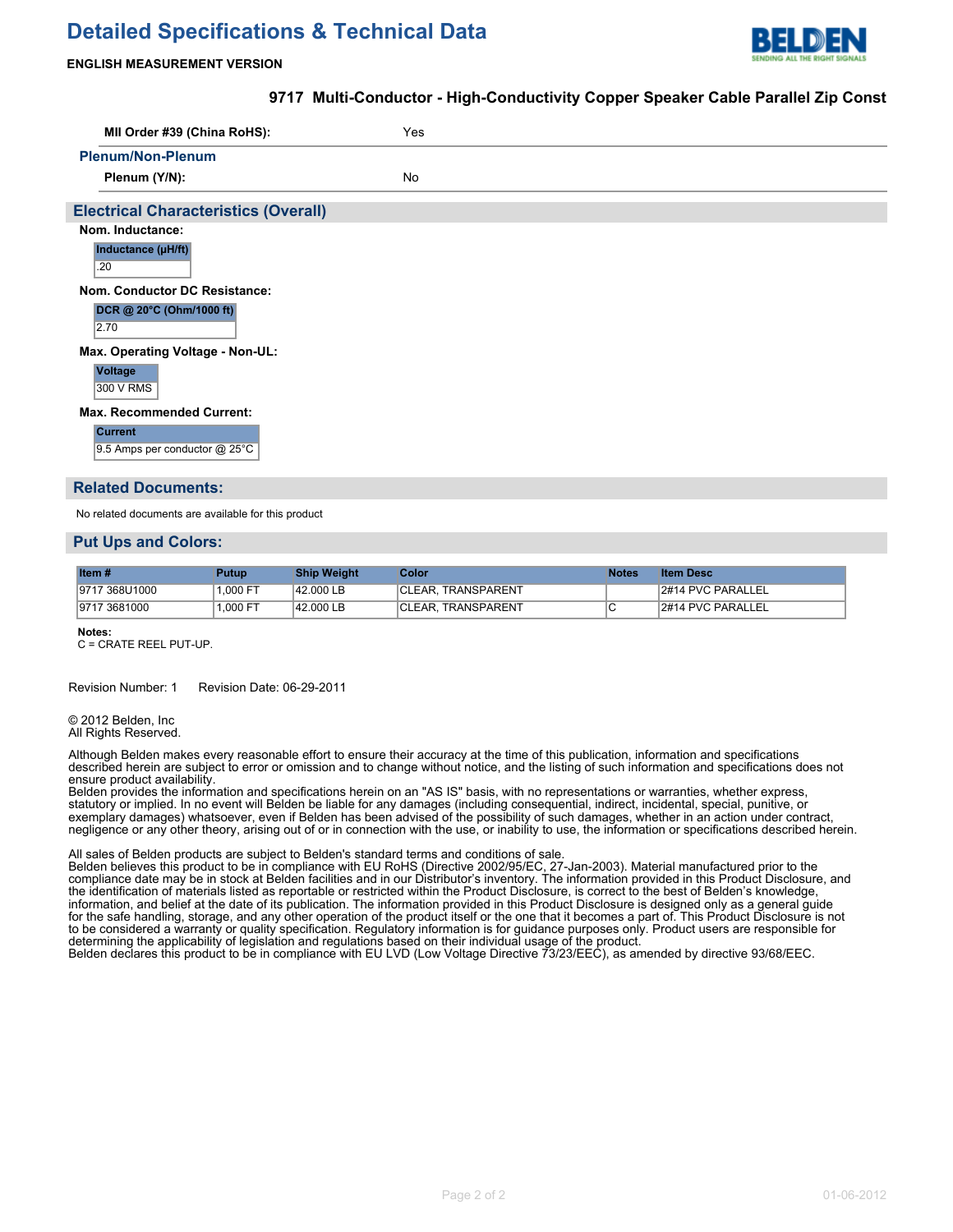# Detailed Specifications & Technical Data

**ENGLISH MEASUREMENT VERSION**

## 9717 Multi-Conductor - High-Conductivity Copper Speaker Cable Parallel Zip Const

| | |
|---|---|
| **MII Order #39 (China RoHS):** | Yes |

### Plenum/Non-Plenum

| | |
|---|---|
| **Plenum (Y/N):** | No |

## Electrical Characteristics (Overall)

**Nom. Inductance:**

| Inductance (µH/ft) |
|---|
| .20 |

**Nom. Conductor DC Resistance:**

| DCR @ 20°C (Ohm/1000 ft) |
|---|
| 2.70 |

**Max. Operating Voltage - Non-UL:**

| Voltage |
|---|
| 300 V RMS |

**Max. Recommended Current:**

| Current |
|---|
| 9.5 Amps per conductor @ 25°C |

## Related Documents:

No related documents are available for this product

## Put Ups and Colors:

| Item # | Putup | Ship Weight | Color | Notes | Item Desc |
|---|---|---|---|---|---|
| 9717 368U1000 | 1,000 FT | 42.000 LB | CLEAR, TRANSPARENT | | 2#14 PVC PARALLEL |
| 9717 3681000 | 1,000 FT | 42.000 LB | CLEAR, TRANSPARENT | C | 2#14 PVC PARALLEL |

**Notes:**
C = CRATE REEL PUT-UP.

Revision Number: 1 Revision Date: 06-29-2011

© 2012 Belden, Inc
All Rights Reserved.

Although Belden makes every reasonable effort to ensure their accuracy at the time of this publication, information and specifications described herein are subject to error or omission and to change without notice, and the listing of such information and specifications does not ensure product availability.
Belden provides the information and specifications herein on an "AS IS" basis, with no representations or warranties, whether express, statutory or implied. In no event will Belden be liable for any damages (including consequential, indirect, incidental, special, punitive, or exemplary damages) whatsoever, even if Belden has been advised of the possibility of such damages, whether in an action under contract, negligence or any other theory, arising out of or in connection with the use, or inability to use, the information or specifications described herein.

All sales of Belden products are subject to Belden's standard terms and conditions of sale.
Belden believes this product to be in compliance with EU RoHS (Directive 2002/95/EC, 27-Jan-2003). Material manufactured prior to the compliance date may be in stock at Belden facilities and in our Distributor's inventory. The information provided in this Product Disclosure, and the identification of materials listed as reportable or restricted within the Product Disclosure, is correct to the best of Belden's knowledge, information, and belief at the date of its publication. The information provided in this Product Disclosure is designed only as a general guide for the safe handling, storage, and any other operation of the product itself or the one that it becomes a part of. This Product Disclosure is not to be considered a warranty or quality specification. Regulatory information is for guidance purposes only. Product users are responsible for determining the applicability of legislation and regulations based on their individual usage of the product.
Belden declares this product to be in compliance with EU LVD (Low Voltage Directive 73/23/EEC), as amended by directive 93/68/EEC.